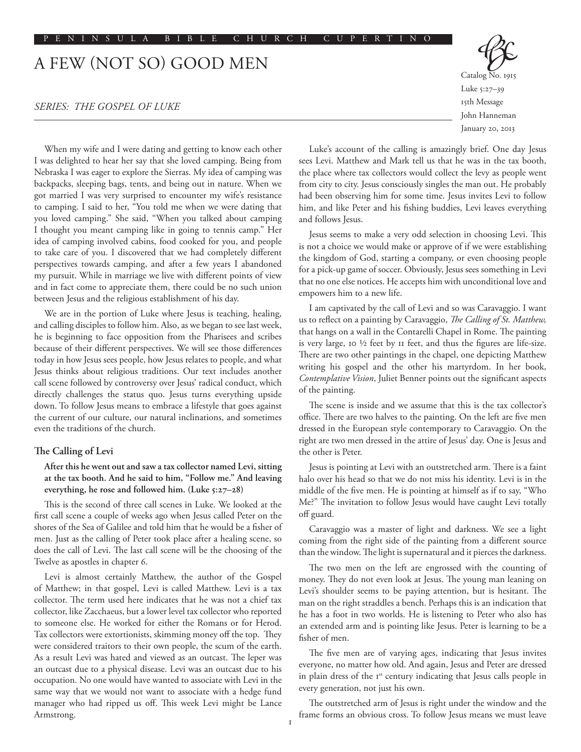# A FEW (NOT SO) GOOD MEN

*SERIES: THE GOSPEL OF LUKE*

Catalog No. 1915
Luke 5:27–39
15th Message
John Hanneman
January 20, 2013

When my wife and I were dating and getting to know each other I was delighted to hear her say that she loved camping. Being from Nebraska I was eager to explore the Sierras. My idea of camping was backpacks, sleeping bags, tents, and being out in nature. When we got married I was very surprised to encounter my wife's resistance to camping. I said to her, "You told me when we were dating that you loved camping." She said, "When you talked about camping I thought you meant camping like in going to tennis camp." Her idea of camping involved cabins, food cooked for you, and people to take care of you. I discovered that we had completely different perspectives towards camping, and after a few years I abandoned my pursuit. While in marriage we live with different points of view and in fact come to appreciate them, there could be no such union between Jesus and the religious establishment of his day.

We are in the portion of Luke where Jesus is teaching, healing, and calling disciples to follow him. Also, as we began to see last week, he is beginning to face opposition from the Pharisees and scribes because of their different perspectives. We will see those differences today in how Jesus sees people, how Jesus relates to people, and what Jesus thinks about religious traditions. Our text includes another call scene followed by controversy over Jesus' radical conduct, which directly challenges the status quo. Jesus turns everything upside down. To follow Jesus means to embrace a lifestyle that goes against the current of our culture, our natural inclinations, and sometimes even the traditions of the church.

## The Calling of Levi

**After this he went out and saw a tax collector named Levi, sitting at the tax booth. And he said to him, "Follow me." And leaving everything, he rose and followed him. (Luke 5:27–28)**

This is the second of three call scenes in Luke. We looked at the first call scene a couple of weeks ago when Jesus called Peter on the shores of the Sea of Galilee and told him that he would be a fisher of men. Just as the calling of Peter took place after a healing scene, so does the call of Levi. The last call scene will be the choosing of the Twelve as apostles in chapter 6.

Levi is almost certainly Matthew, the author of the Gospel of Matthew; in that gospel, Levi is called Matthew. Levi is a tax collector. The term used here indicates that he was not a chief tax collector, like Zacchaeus, but a lower level tax collector who reported to someone else. He worked for either the Romans or for Herod. Tax collectors were extortionists, skimming money off the top. They were considered traitors to their own people, the scum of the earth. As a result Levi was hated and viewed as an outcast. The leper was an outcast due to a physical disease. Levi was an outcast due to his occupation. No one would have wanted to associate with Levi in the same way that we would not want to associate with a hedge fund manager who had ripped us off. This week Levi might be Lance Armstrong.

Luke's account of the calling is amazingly brief. One day Jesus sees Levi. Matthew and Mark tell us that he was in the tax booth, the place where tax collectors would collect the levy as people went from city to city. Jesus consciously singles the man out. He probably had been observing him for some time. Jesus invites Levi to follow him, and like Peter and his fishing buddies, Levi leaves everything and follows Jesus.

Jesus seems to make a very odd selection in choosing Levi. This is not a choice we would make or approve of if we were establishing the kingdom of God, starting a company, or even choosing people for a pick-up game of soccer. Obviously, Jesus sees something in Levi that no one else notices. He accepts him with unconditional love and empowers him to a new life.

I am captivated by the call of Levi and so was Caravaggio. I want us to reflect on a painting by Caravaggio, *The Calling of St. Matthew,* that hangs on a wall in the Contarelli Chapel in Rome. The painting is very large, 10 ½ feet by 11 feet, and thus the figures are life-size. There are two other paintings in the chapel, one depicting Matthew writing his gospel and the other his martyrdom. In her book, *Contemplative Vision*, Juliet Benner points out the significant aspects of the painting.

The scene is inside and we assume that this is the tax collector's office. There are two halves to the painting. On the left are five men dressed in the European style contemporary to Caravaggio. On the right are two men dressed in the attire of Jesus' day. One is Jesus and the other is Peter.

Jesus is pointing at Levi with an outstretched arm. There is a faint halo over his head so that we do not miss his identity. Levi is in the middle of the five men. He is pointing at himself as if to say, "Who Me?" The invitation to follow Jesus would have caught Levi totally off guard.

Caravaggio was a master of light and darkness. We see a light coming from the right side of the painting from a different source than the window. The light is supernatural and it pierces the darkness.

The two men on the left are engrossed with the counting of money. They do not even look at Jesus. The young man leaning on Levi's shoulder seems to be paying attention, but is hesitant. The man on the right straddles a bench. Perhaps this is an indication that he has a foot in two worlds. He is listening to Peter who also has an extended arm and is pointing like Jesus. Peter is learning to be a fisher of men.

The five men are of varying ages, indicating that Jesus invites everyone, no matter how old. And again, Jesus and Peter are dressed in plain dress of the 1st century indicating that Jesus calls people in every generation, not just his own.

The outstretched arm of Jesus is right under the window and the frame forms an obvious cross. To follow Jesus means we must leave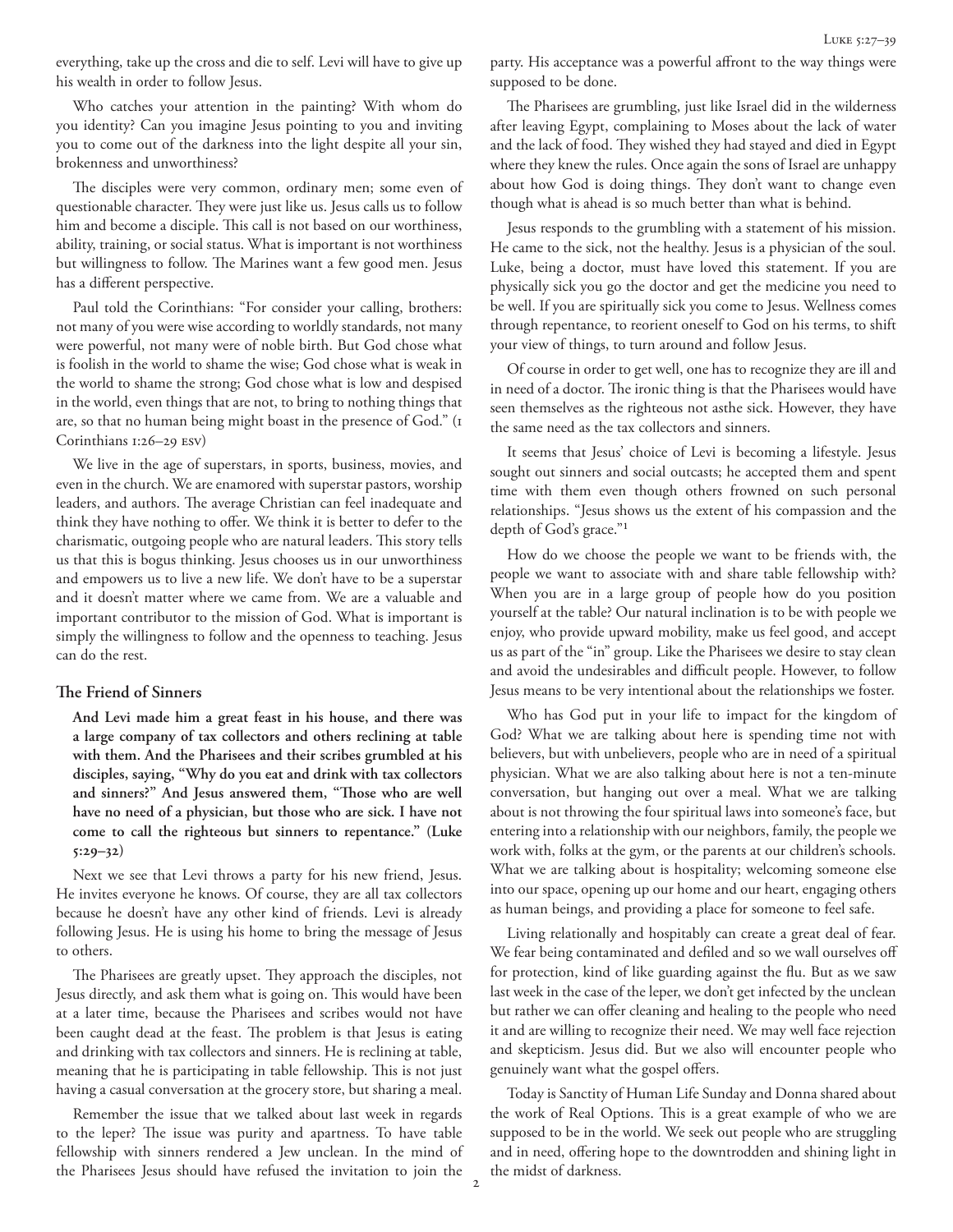everything, take up the cross and die to self. Levi will have to give up his wealth in order to follow Jesus.

Who catches your attention in the painting? With whom do you identity? Can you imagine Jesus pointing to you and inviting you to come out of the darkness into the light despite all your sin, brokenness and unworthiness?

The disciples were very common, ordinary men; some even of questionable character. They were just like us. Jesus calls us to follow him and become a disciple. This call is not based on our worthiness, ability, training, or social status. What is important is not worthiness but willingness to follow. The Marines want a few good men. Jesus has a different perspective.

Paul told the Corinthians: "For consider your calling, brothers: not many of you were wise according to worldly standards, not many were powerful, not many were of noble birth. But God chose what is foolish in the world to shame the wise; God chose what is weak in the world to shame the strong; God chose what is low and despised in the world, even things that are not, to bring to nothing things that are, so that no human being might boast in the presence of God." (1 Corinthians 1:26–29 ESV)

We live in the age of superstars, in sports, business, movies, and even in the church. We are enamored with superstar pastors, worship leaders, and authors. The average Christian can feel inadequate and think they have nothing to offer. We think it is better to defer to the charismatic, outgoing people who are natural leaders. This story tells us that this is bogus thinking. Jesus chooses us in our unworthiness and empowers us to live a new life. We don't have to be a superstar and it doesn't matter where we came from. We are a valuable and important contributor to the mission of God. What is important is simply the willingness to follow and the openness to teaching. Jesus can do the rest.

## The Friend of Sinners

**And Levi made him a great feast in his house, and there was a large company of tax collectors and others reclining at table with them. And the Pharisees and their scribes grumbled at his disciples, saying, "Why do you eat and drink with tax collectors and sinners?" And Jesus answered them, "Those who are well have no need of a physician, but those who are sick. I have not come to call the righteous but sinners to repentance." (Luke 5:29–32)**

Next we see that Levi throws a party for his new friend, Jesus. He invites everyone he knows. Of course, they are all tax collectors because he doesn't have any other kind of friends. Levi is already following Jesus. He is using his home to bring the message of Jesus to others.

The Pharisees are greatly upset. They approach the disciples, not Jesus directly, and ask them what is going on. This would have been at a later time, because the Pharisees and scribes would not have been caught dead at the feast. The problem is that Jesus is eating and drinking with tax collectors and sinners. He is reclining at table, meaning that he is participating in table fellowship. This is not just having a casual conversation at the grocery store, but sharing a meal.

Remember the issue that we talked about last week in regards to the leper? The issue was purity and apartness. To have table fellowship with sinners rendered a Jew unclean. In the mind of the Pharisees Jesus should have refused the invitation to join the party. His acceptance was a powerful affront to the way things were supposed to be done.

The Pharisees are grumbling, just like Israel did in the wilderness after leaving Egypt, complaining to Moses about the lack of water and the lack of food. They wished they had stayed and died in Egypt where they knew the rules. Once again the sons of Israel are unhappy about how God is doing things. They don't want to change even though what is ahead is so much better than what is behind.

Jesus responds to the grumbling with a statement of his mission. He came to the sick, not the healthy. Jesus is a physician of the soul. Luke, being a doctor, must have loved this statement. If you are physically sick you go the doctor and get the medicine you need to be well. If you are spiritually sick you come to Jesus. Wellness comes through repentance, to reorient oneself to God on his terms, to shift your view of things, to turn around and follow Jesus.

Of course in order to get well, one has to recognize they are ill and in need of a doctor. The ironic thing is that the Pharisees would have seen themselves as the righteous not asthe sick. However, they have the same need as the tax collectors and sinners.

It seems that Jesus' choice of Levi is becoming a lifestyle. Jesus sought out sinners and social outcasts; he accepted them and spent time with them even though others frowned on such personal relationships. "Jesus shows us the extent of his compassion and the depth of God's grace."[1]

How do we choose the people we want to be friends with, the people we want to associate with and share table fellowship with? When you are in a large group of people how do you position yourself at the table? Our natural inclination is to be with people we enjoy, who provide upward mobility, make us feel good, and accept us as part of the "in" group. Like the Pharisees we desire to stay clean and avoid the undesirables and difficult people. However, to follow Jesus means to be very intentional about the relationships we foster.

Who has God put in your life to impact for the kingdom of God? What we are talking about here is spending time not with believers, but with unbelievers, people who are in need of a spiritual physician. What we are also talking about here is not a ten-minute conversation, but hanging out over a meal. What we are talking about is not throwing the four spiritual laws into someone's face, but entering into a relationship with our neighbors, family, the people we work with, folks at the gym, or the parents at our children's schools. What we are talking about is hospitality; welcoming someone else into our space, opening up our home and our heart, engaging others as human beings, and providing a place for someone to feel safe.

Living relationally and hospitably can create a great deal of fear. We fear being contaminated and defiled and so we wall ourselves off for protection, kind of like guarding against the flu. But as we saw last week in the case of the leper, we don't get infected by the unclean but rather we can offer cleaning and healing to the people who need it and are willing to recognize their need. We may well face rejection and skepticism. Jesus did. But we also will encounter people who genuinely want what the gospel offers.

Today is Sanctity of Human Life Sunday and Donna shared about the work of Real Options. This is a great example of who we are supposed to be in the world. We seek out people who are struggling and in need, offering hope to the downtrodden and shining light in the midst of darkness.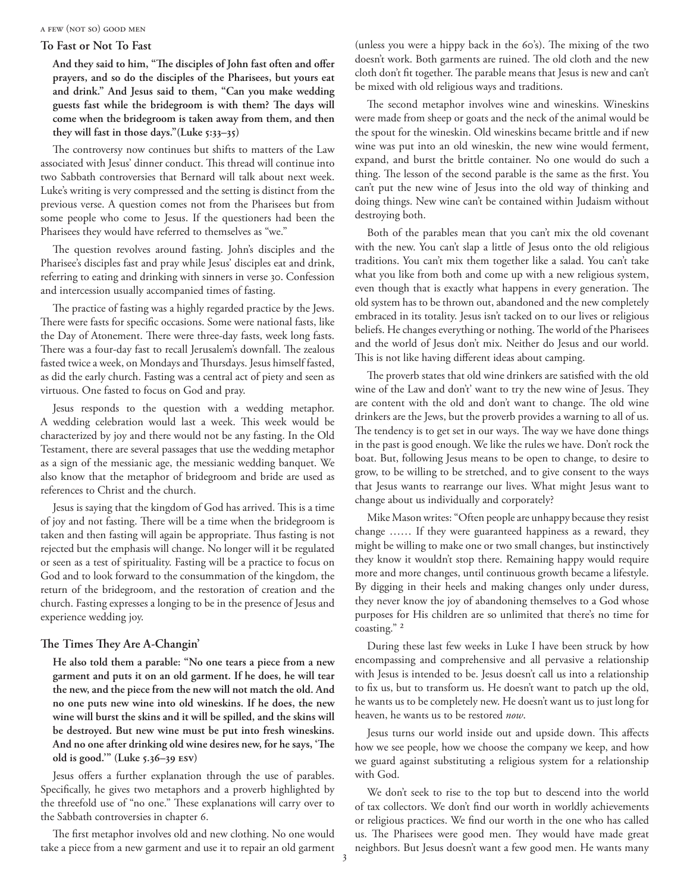## To Fast or Not To Fast

> **And they said to him, "The disciples of John fast often and offer prayers, and so do the disciples of the Pharisees, but yours eat and drink." And Jesus said to them, "Can you make wedding guests fast while the bridegroom is with them? The days will come when the bridegroom is taken away from them, and then they will fast in those days."(Luke 5:33–35)**

The controversy now continues but shifts to matters of the Law associated with Jesus' dinner conduct. This thread will continue into two Sabbath controversies that Bernard will talk about next week. Luke's writing is very compressed and the setting is distinct from the previous verse. A question comes not from the Pharisees but from some people who come to Jesus. If the questioners had been the Pharisees they would have referred to themselves as "we."

The question revolves around fasting. John's disciples and the Pharisee's disciples fast and pray while Jesus' disciples eat and drink, referring to eating and drinking with sinners in verse 30. Confession and intercession usually accompanied times of fasting.

The practice of fasting was a highly regarded practice by the Jews. There were fasts for specific occasions. Some were national fasts, like the Day of Atonement. There were three-day fasts, week long fasts. There was a four-day fast to recall Jerusalem's downfall. The zealous fasted twice a week, on Mondays and Thursdays. Jesus himself fasted, as did the early church. Fasting was a central act of piety and seen as virtuous. One fasted to focus on God and pray.

Jesus responds to the question with a wedding metaphor. A wedding celebration would last a week. This week would be characterized by joy and there would not be any fasting. In the Old Testament, there are several passages that use the wedding metaphor as a sign of the messianic age, the messianic wedding banquet. We also know that the metaphor of bridegroom and bride are used as references to Christ and the church.

Jesus is saying that the kingdom of God has arrived. This is a time of joy and not fasting. There will be a time when the bridegroom is taken and then fasting will again be appropriate. Thus fasting is not rejected but the emphasis will change. No longer will it be regulated or seen as a test of spirituality. Fasting will be a practice to focus on God and to look forward to the consummation of the kingdom, the return of the bridegroom, and the restoration of creation and the church. Fasting expresses a longing to be in the presence of Jesus and experience wedding joy.

## The Times They Are A-Changin'

> **He also told them a parable: "No one tears a piece from a new garment and puts it on an old garment. If he does, he will tear the new, and the piece from the new will not match the old. And no one puts new wine into old wineskins. If he does, the new wine will burst the skins and it will be spilled, and the skins will be destroyed. But new wine must be put into fresh wineskins. And no one after drinking old wine desires new, for he says, 'The old is good.'" (Luke 5.36–39 ESV)**

Jesus offers a further explanation through the use of parables. Specifically, he gives two metaphors and a proverb highlighted by the threefold use of "no one." These explanations will carry over to the Sabbath controversies in chapter 6.

The first metaphor involves old and new clothing. No one would take a piece from a new garment and use it to repair an old garment (unless you were a hippy back in the 60's). The mixing of the two doesn't work. Both garments are ruined. The old cloth and the new cloth don't fit together. The parable means that Jesus is new and can't be mixed with old religious ways and traditions.

The second metaphor involves wine and wineskins. Wineskins were made from sheep or goats and the neck of the animal would be the spout for the wineskin. Old wineskins became brittle and if new wine was put into an old wineskin, the new wine would ferment, expand, and burst the brittle container. No one would do such a thing. The lesson of the second parable is the same as the first. You can't put the new wine of Jesus into the old way of thinking and doing things. New wine can't be contained within Judaism without destroying both.

Both of the parables mean that you can't mix the old covenant with the new. You can't slap a little of Jesus onto the old religious traditions. You can't mix them together like a salad. You can't take what you like from both and come up with a new religious system, even though that is exactly what happens in every generation. The old system has to be thrown out, abandoned and the new completely embraced in its totality. Jesus isn't tacked on to our lives or religious beliefs. He changes everything or nothing. The world of the Pharisees and the world of Jesus don't mix. Neither do Jesus and our world. This is not like having different ideas about camping.

The proverb states that old wine drinkers are satisfied with the old wine of the Law and don't' want to try the new wine of Jesus. They are content with the old and don't want to change. The old wine drinkers are the Jews, but the proverb provides a warning to all of us. The tendency is to get set in our ways. The way we have done things in the past is good enough. We like the rules we have. Don't rock the boat. But, following Jesus means to be open to change, to desire to grow, to be willing to be stretched, and to give consent to the ways that Jesus wants to rearrange our lives. What might Jesus want to change about us individually and corporately?

Mike Mason writes: "Often people are unhappy because they resist change …… If they were guaranteed happiness as a reward, they might be willing to make one or two small changes, but instinctively they know it wouldn't stop there. Remaining happy would require more and more changes, until continuous growth became a lifestyle. By digging in their heels and making changes only under duress, they never know the joy of abandoning themselves to a God whose purposes for His children are so unlimited that there's no time for coasting." [2]

During these last few weeks in Luke I have been struck by how encompassing and comprehensive and all pervasive a relationship with Jesus is intended to be. Jesus doesn't call us into a relationship to fix us, but to transform us. He doesn't want to patch up the old, he wants us to be completely new. He doesn't want us to just long for heaven, he wants us to be restored *now*.

Jesus turns our world inside out and upside down. This affects how we see people, how we choose the company we keep, and how we guard against substituting a religious system for a relationship with God.

We don't seek to rise to the top but to descend into the world of tax collectors. We don't find our worth in worldly achievements or religious practices. We find our worth in the one who has called us. The Pharisees were good men. They would have made great neighbors. But Jesus doesn't want a few good men. He wants many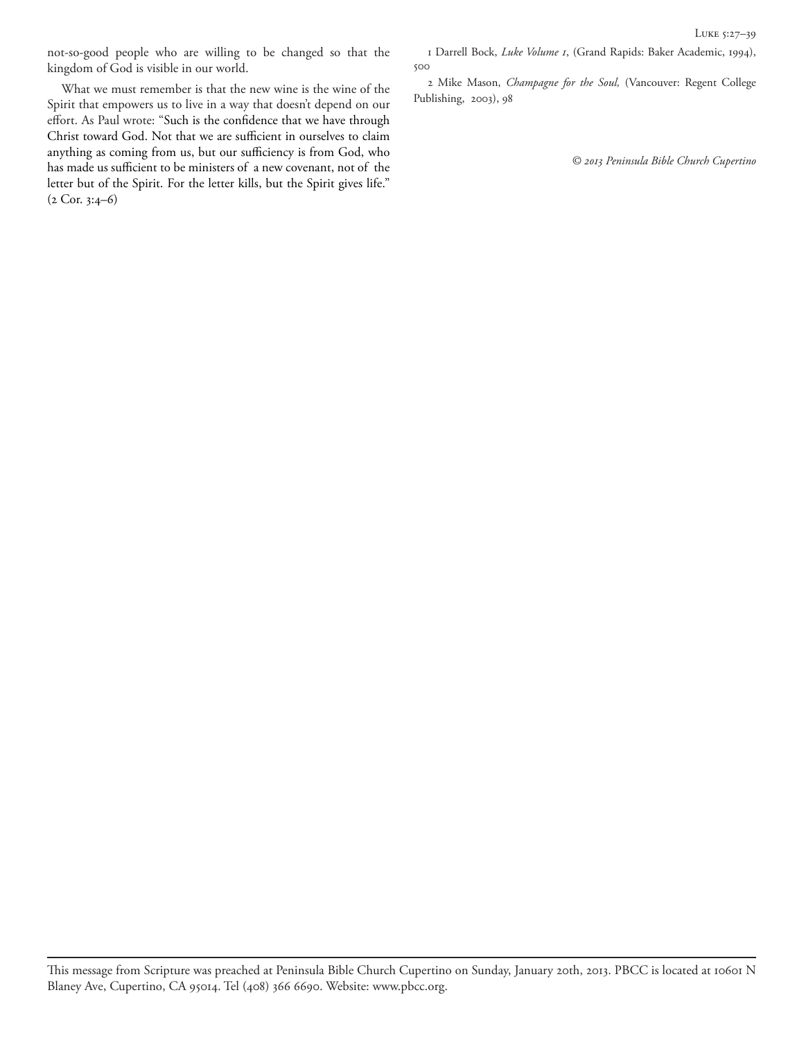not-so-good people who are willing to be changed so that the kingdom of God is visible in our world.

What we must remember is that the new wine is the wine of the Spirit that empowers us to live in a way that doesn't depend on our effort. As Paul wrote: "Such is the confidence that we have through Christ toward God. Not that we are sufficient in ourselves to claim anything as coming from us, but our sufficiency is from God, who has made us sufficient to be ministers of a new covenant, not of the letter but of the Spirit. For the letter kills, but the Spirit gives life." (2 Cor. 3:4–6)

1 Darrell Bock, *Luke Volume 1*, (Grand Rapids: Baker Academic, 1994), 500

2 Mike Mason, *Champagne for the Soul,* (Vancouver: Regent College Publishing, 2003), 98

*© 2013 Peninsula Bible Church Cupertino*

This message from Scripture was preached at Peninsula Bible Church Cupertino on Sunday, January 20th, 2013. PBCC is located at 10601 N Blaney Ave, Cupertino, CA 95014. Tel (408) 366 6690. Website: www.pbcc.org.